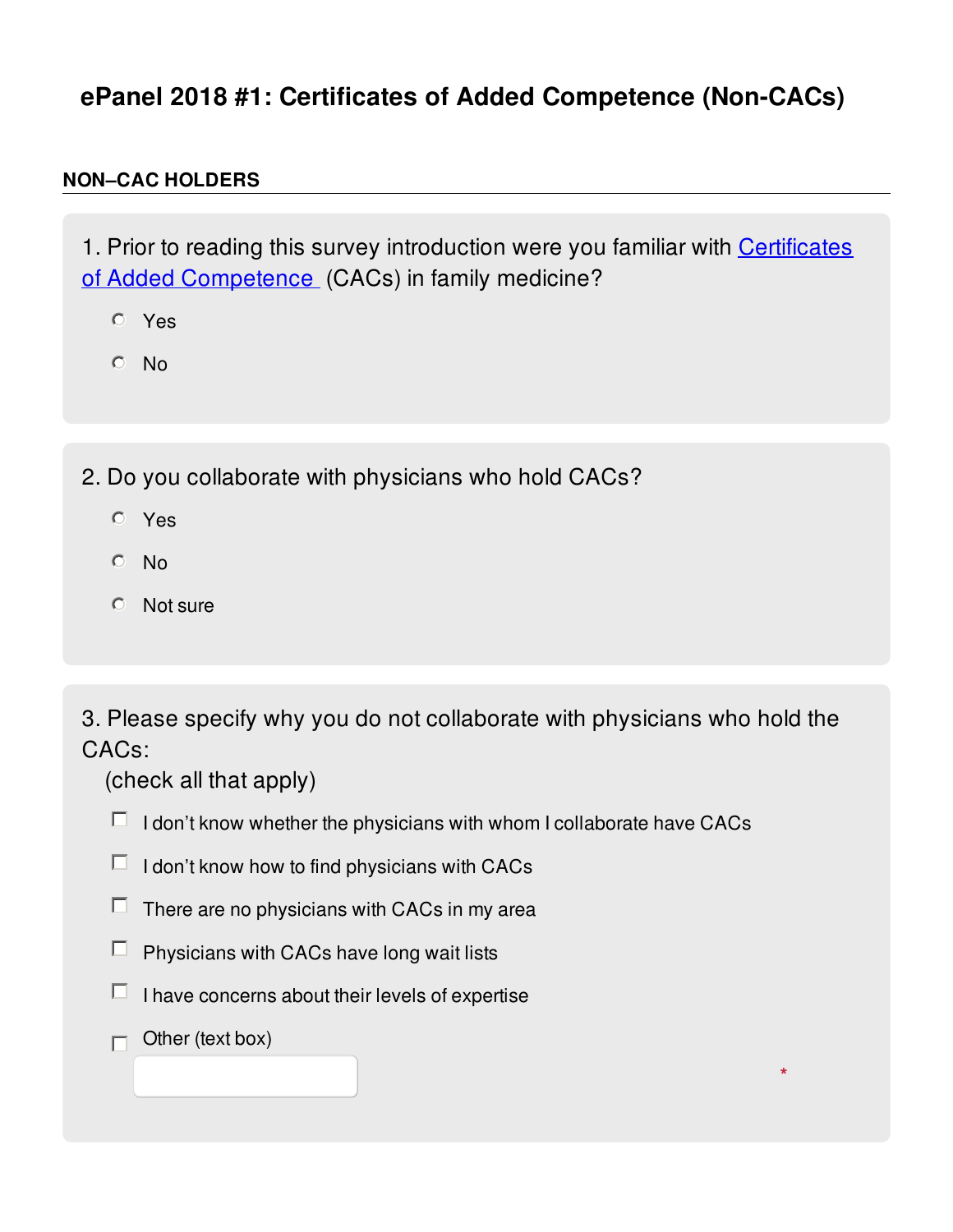# ePanel 2018 #1: Certificates of Added Competence (Non-CACs)

## NON–CAC HOLDERS

1. Prior to reading this survey introduction were you familiar with [Certificates of Added Competence](#) (CACs) in family medicine?

- Yes
- No

2. Do you collaborate with physicians who hold CACs?

- Yes
- No
- Not sure

3. Please specify why you do not collaborate with physicians who hold the CACs:
(check all that apply)

- [ ] I don't know whether the physicians with whom I collaborate have CACs
- [ ] I don't know how to find physicians with CACs
- [ ] There are no physicians with CACs in my area
- [ ] Physicians with CACs have long wait lists
- [ ] I have concerns about their levels of expertise
- [ ] Other (text box)

*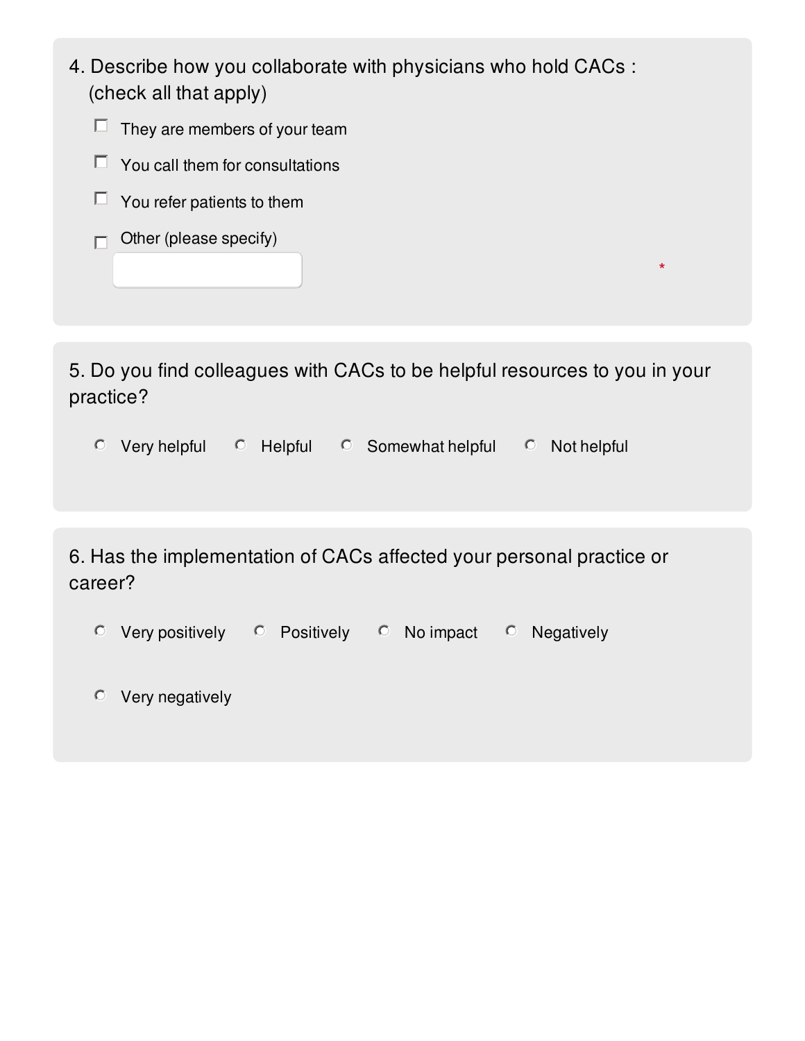4. Describe how you collaborate with physicians who hold CACs : (check all that apply)

- [ ] They are members of your team
- [ ] You call them for consultations
- [ ] You refer patients to them
- [ ] Other (please specify)

*

5. Do you find colleagues with CACs to be helpful resources to you in your practice?

- ○ Very helpful
- ○ Helpful
- ○ Somewhat helpful
- ○ Not helpful

6. Has the implementation of CACs affected your personal practice or career?

- ○ Very positively
- ○ Positively
- ○ No impact
- ○ Negatively
- ○ Very negatively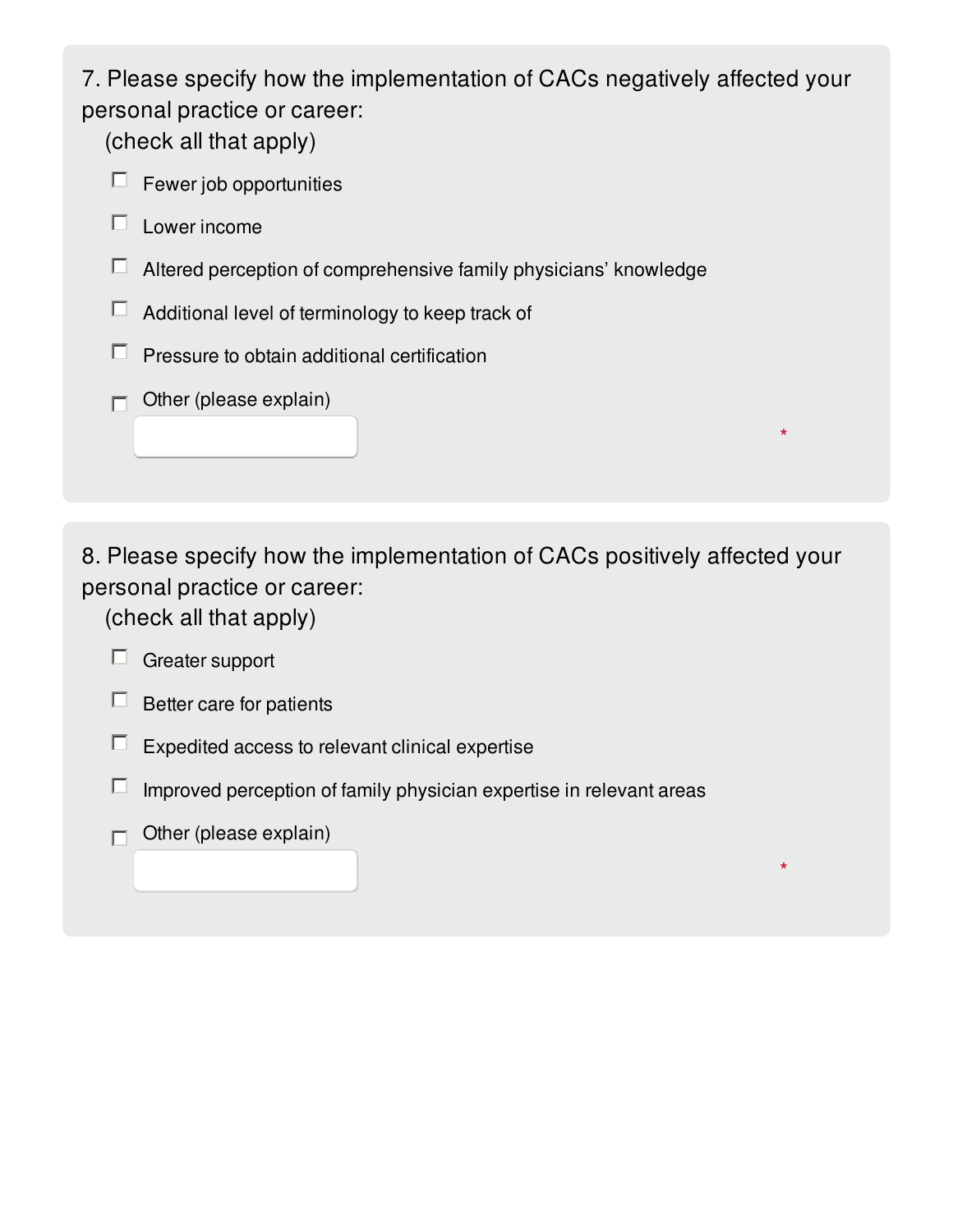7. Please specify how the implementation of CACs negatively affected your personal practice or career:
(check all that apply)

- ☐ Fewer job opportunities
- ☐ Lower income
- ☐ Altered perception of comprehensive family physicians' knowledge
- ☐ Additional level of terminology to keep track of
- ☐ Pressure to obtain additional certification
- ☐ Other (please explain)

*

8. Please specify how the implementation of CACs positively affected your personal practice or career:
(check all that apply)

- ☐ Greater support
- ☐ Better care for patients
- ☐ Expedited access to relevant clinical expertise
- ☐ Improved perception of family physician expertise in relevant areas
- ☐ Other (please explain)

*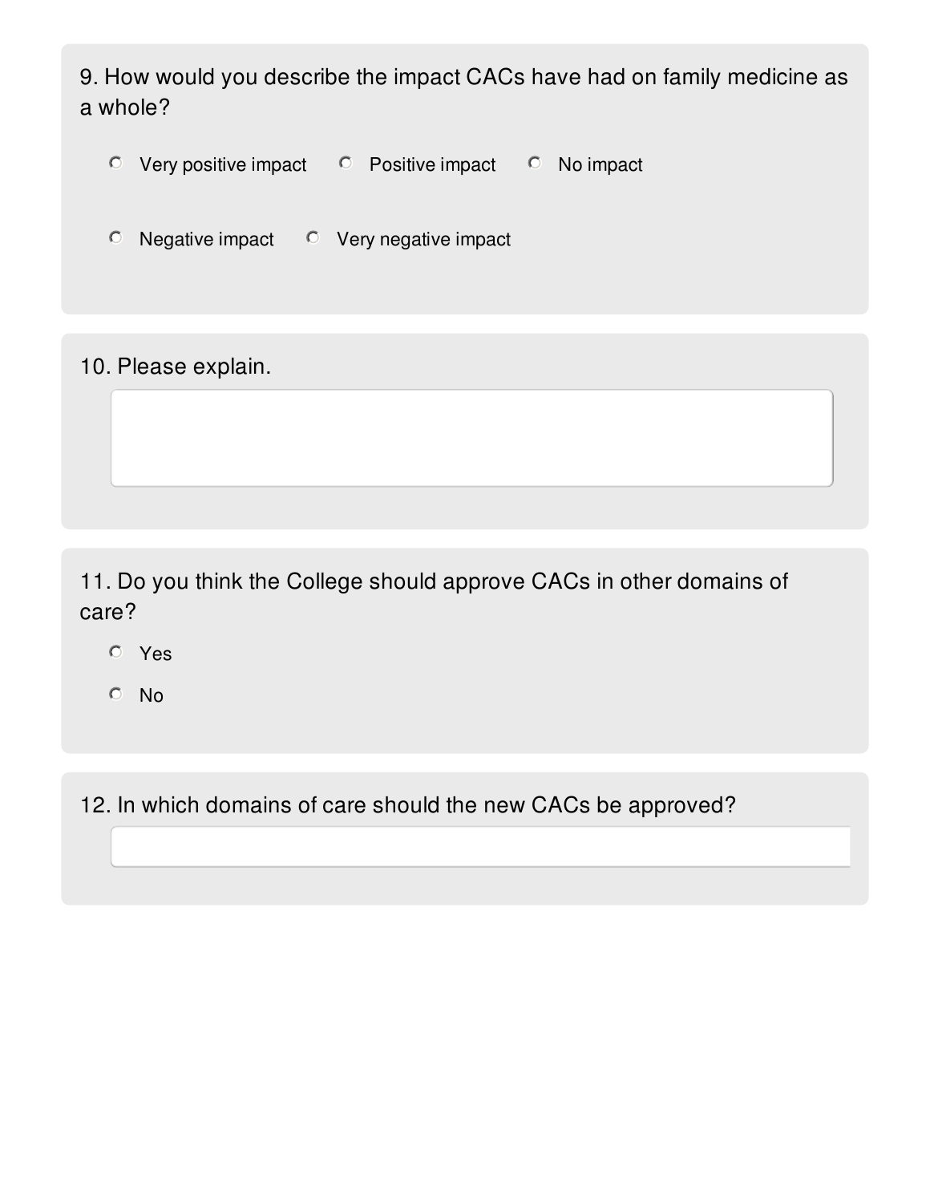9. How would you describe the impact CACs have had on family medicine as a whole?

- Very positive impact
- Positive impact
- No impact
- Negative impact
- Very negative impact

10. Please explain.

11. Do you think the College should approve CACs in other domains of care?

- Yes
- No

12. In which domains of care should the new CACs be approved?